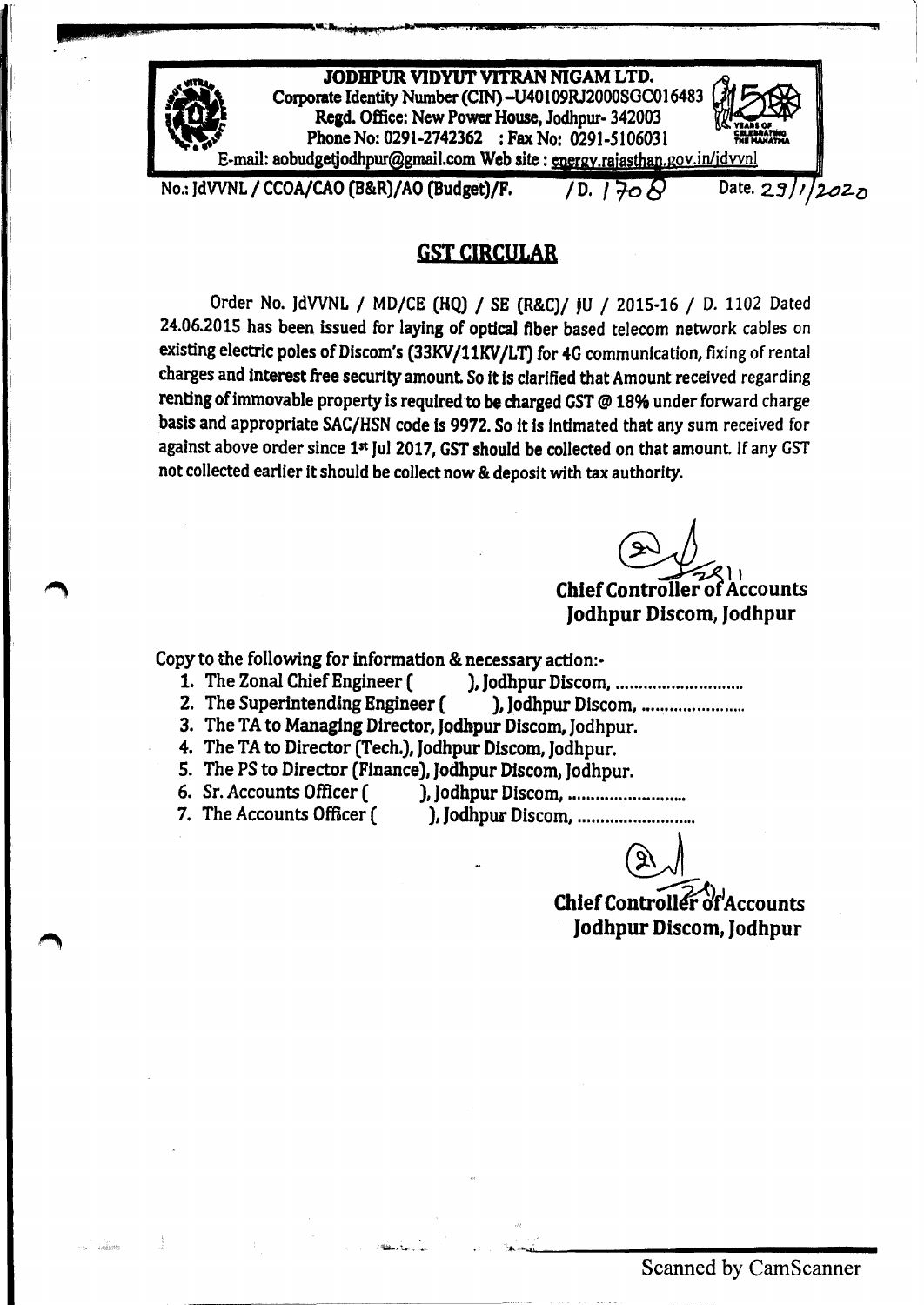**JODHPUR VIDYUT VITRAN NIGAM LTD.**
**Corporate Identity Number (CIN) –U40109RJ2000SGC016483**
**Regd. Office: New Power House, Jodhpur- 342003**
**Phone No: 0291-2742362 : Fax No: 0291-5106031**
**E-mail: aobudgetjodhpur@gmail.com Web site : energy.rajasthan.gov.in/jdvvnl**

No.: JdVVNL / CCOA/CAO (B&R)/AO (Budget)/F. /D. 1708 Date. 23/1/2020

## GST CIRCULAR

Order No. JdVVNL / MD/CE (HQ) / SE (R&C)/ JU / 2015-16 / D. 1102 Dated 24.06.2015 has been issued for laying of optical fiber based telecom network cables on existing electric poles of Discom's (33KV/11KV/LT) for 4G communication, fixing of rental charges and interest free security amount. So it is clarified that Amount received regarding renting of immovable property is required to be charged GST @ 18% under forward charge basis and appropriate SAC/HSN code is 9972. So it is intimated that any sum received for against above order since 1st Jul 2017, GST should be collected on that amount. If any GST not collected earlier it should be collect now & deposit with tax authority.

**Chief Controller of Accounts**
**Jodhpur Discom, Jodhpur**

Copy to the following for information & necessary action:-

1. The Zonal Chief Engineer ( ), Jodhpur Discom, ............................
2. The Superintending Engineer ( ), Jodhpur Discom, ......................
3. The TA to Managing Director, Jodhpur Discom, Jodhpur.
4. The TA to Director (Tech.), Jodhpur Discom, Jodhpur.
5. The PS to Director (Finance), Jodhpur Discom, Jodhpur.
6. Sr. Accounts Officer ( ), Jodhpur Discom, ..........................
7. The Accounts Officer ( ), Jodhpur Discom, ..........................

**Chief Controller of Accounts**
**Jodhpur Discom, Jodhpur**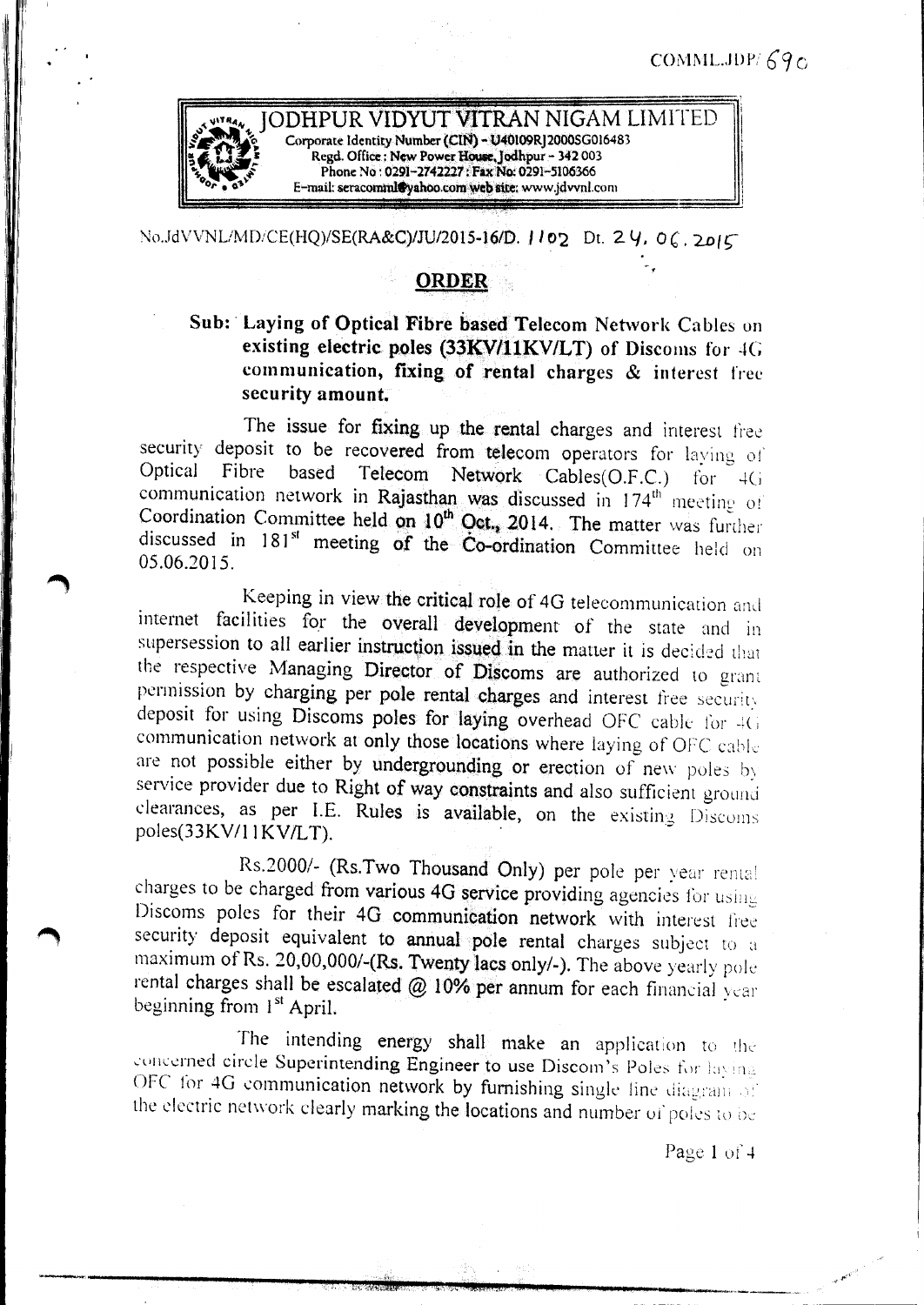COMML.JDP/ 690

# JODHPUR VIDYUT VITRAN NIGAM LIMITED

Corporate Identity Number (CIN) - U40109RJ2000SG016483
Regd. Office : New Power House, Jodhpur - 342 003
Phone No : 0291-2742227 : Fax No: 0291-5106366
E-mail: seracomml@yahoo.com web site: www.jdvvnl.com

No.JdVVNL/MD/CE(HQ)/SE(RA&C)/JU/2015-16/D. 1102 Dt. 24. 06. 2015

## ORDER

**Sub: Laying of Optical Fibre based Telecom Network Cables on existing electric poles (33KV/11KV/LT) of Discoms for 4G communication, fixing of rental charges & interest free security amount.**

The issue for fixing up the rental charges and interest free security deposit to be recovered from telecom operators for laying of Optical Fibre based Telecom Network Cables(O.F.C.) for 4G communication network in Rajasthan was discussed in 174th meeting of Coordination Committee held on 10th Oct., 2014. The matter was further discussed in 181st meeting of the Co-ordination Committee held on 05.06.2015.

Keeping in view the critical role of 4G telecommunication and internet facilities for the overall development of the state and in supersession to all earlier instruction issued in the matter it is decided that the respective Managing Director of Discoms are authorized to grant permission by charging per pole rental charges and interest free security deposit for using Discoms poles for laying overhead OFC cable for 4G communication network at only those locations where laying of OFC cable are not possible either by undergrounding or erection of new poles by service provider due to Right of way constraints and also sufficient ground clearances, as per I.E. Rules is available, on the existing Discoms poles(33KV/11KV/LT).

Rs.2000/- (Rs.Two Thousand Only) per pole per year rental charges to be charged from various 4G service providing agencies for using Discoms poles for their 4G communication network with interest free security deposit equivalent to annual pole rental charges subject to a maximum of Rs. 20,00,000/-(Rs. Twenty lacs only/-). The above yearly pole rental charges shall be escalated @ 10% per annum for each financial year beginning from 1st April.

The intending energy shall make an application to the concerned circle Superintending Engineer to use Discom's Poles for laying OFC for 4G communication network by furnishing single line diagram of the electric network clearly marking the locations and number of poles to be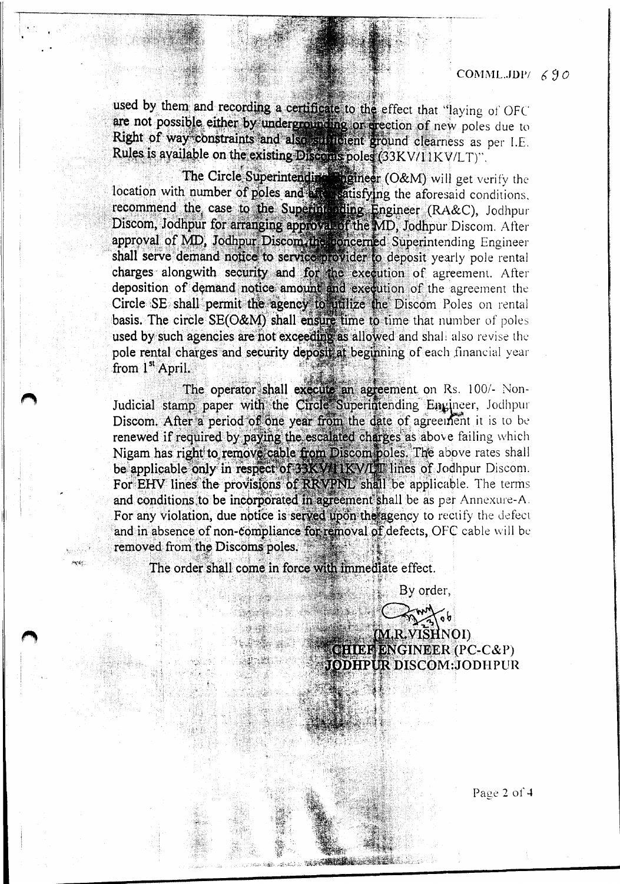used by them and recording a certificate to the effect that "laying of OFC are not possible either by undergrounding or erection of new poles due to Right of way constraints and also sufficient ground clearness as per I.E. Rules is available on the existing Discoms poles (33KV/11KV/LT)".

The Circle Superintending Engineer (O&M) will get verify the location with number of poles and after satisfying the aforesaid conditions, recommend the case to the Superintending Engineer (RA&C), Jodhpur Discom, Jodhpur for arranging approval of the MD, Jodhpur Discom. After approval of MD, Jodhpur Discom, the concerned Superintending Engineer shall serve demand notice to service provider to deposit yearly pole rental charges alongwith security and for the execution of agreement. After deposition of demand notice amount and execution of the agreement the Circle SE shall permit the agency to utilize the Discom Poles on rental basis. The circle SE(O&M) shall ensure time to time that number of poles used by such agencies are not exceeding as allowed and shall also revise the pole rental charges and security deposit at beginning of each financial year from 1st April.

The operator shall execute an agreement on Rs. 100/- Non-Judicial stamp paper with the Circle Superintending Engineer, Jodhpur Discom. After a period of one year from the date of agreement it is to be renewed if required by paying the escalated charges as above failing which Nigam has right to remove cable from Discom poles. The above rates shall be applicable only in respect of 33KV/11KV/LT lines of Jodhpur Discom. For EHV lines the provisions of RRVPNL shall be applicable. The terms and conditions to be incorporated in agreement shall be as per Annexure-A. For any violation, due notice is served upon the agency to rectify the defect and in absence of non-compliance for removal of defects, OFC cable will be removed from the Discoms poles.

The order shall come in force with immediate effect.

By order,

(M.R.VISHNOI)
CHIEF ENGINEER (PC-C&P)
JODHPUR DISCOM:JODHPUR